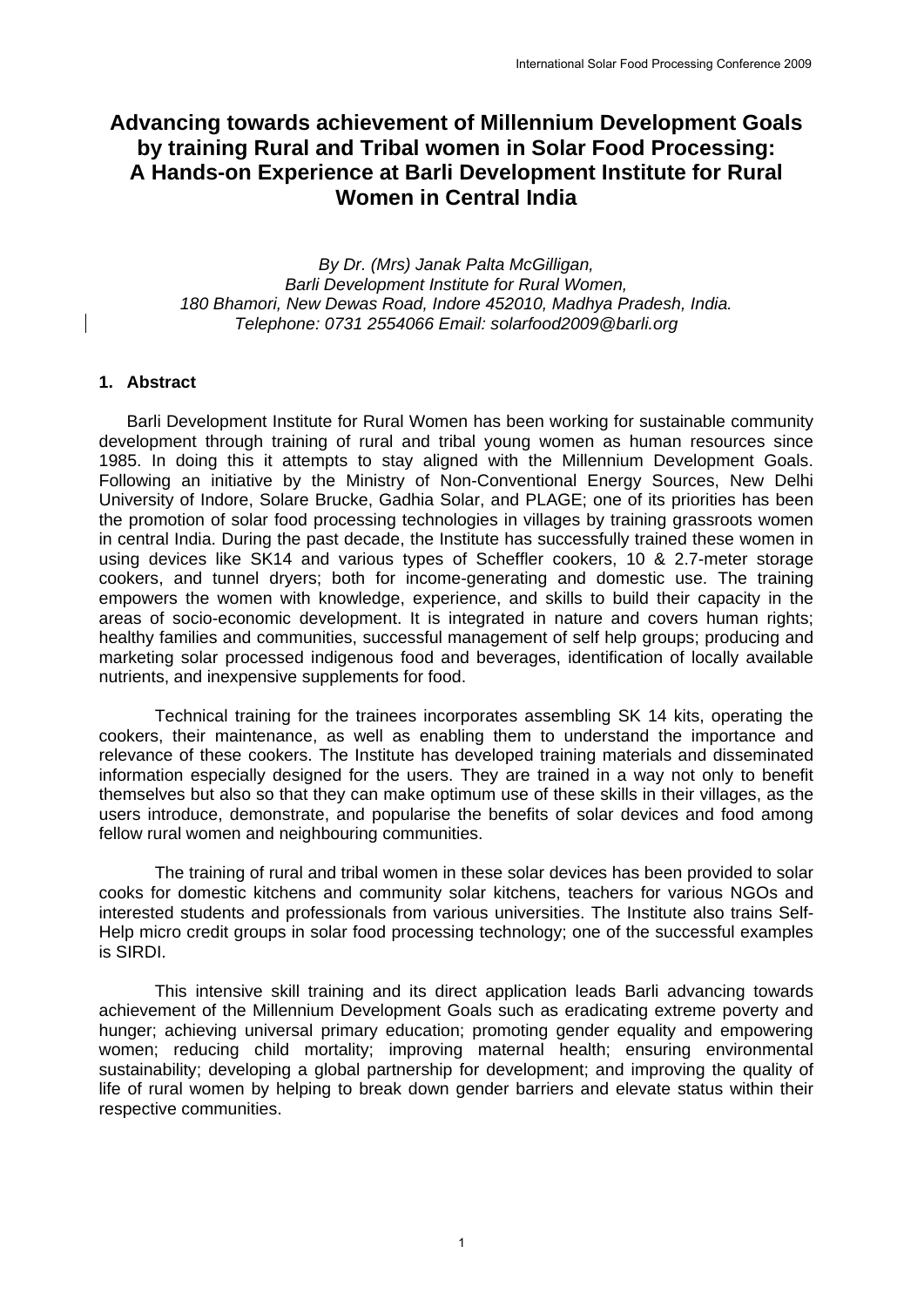# Advancing towards achievement of Millennium Development Goals by training Rural and Tribal women in Solar Food Processing: A Hands-on Experience at Barli Development Institute for Rural Women in Central India

*By Dr. (Mrs) Janak Palta McGilligan,*
*Barli Development Institute for Rural Women,*
*180 Bhamori, New Dewas Road, Indore 452010, Madhya Pradesh, India.*
*Telephone: 0731 2554066 Email: solarfood2009@barli.org*

## 1. Abstract

Barli Development Institute for Rural Women has been working for sustainable community development through training of rural and tribal young women as human resources since 1985. In doing this it attempts to stay aligned with the Millennium Development Goals. Following an initiative by the Ministry of Non-Conventional Energy Sources, New Delhi University of Indore, Solare Brucke, Gadhia Solar, and PLAGE; one of its priorities has been the promotion of solar food processing technologies in villages by training grassroots women in central India. During the past decade, the Institute has successfully trained these women in using devices like SK14 and various types of Scheffler cookers, 10 & 2.7-meter storage cookers, and tunnel dryers; both for income-generating and domestic use. The training empowers the women with knowledge, experience, and skills to build their capacity in the areas of socio-economic development. It is integrated in nature and covers human rights; healthy families and communities, successful management of self help groups; producing and marketing solar processed indigenous food and beverages, identification of locally available nutrients, and inexpensive supplements for food.

Technical training for the trainees incorporates assembling SK 14 kits, operating the cookers, their maintenance, as well as enabling them to understand the importance and relevance of these cookers. The Institute has developed training materials and disseminated information especially designed for the users. They are trained in a way not only to benefit themselves but also so that they can make optimum use of these skills in their villages, as the users introduce, demonstrate, and popularise the benefits of solar devices and food among fellow rural women and neighbouring communities.

The training of rural and tribal women in these solar devices has been provided to solar cooks for domestic kitchens and community solar kitchens, teachers for various NGOs and interested students and professionals from various universities. The Institute also trains Self-Help micro credit groups in solar food processing technology; one of the successful examples is SIRDI.

This intensive skill training and its direct application leads Barli advancing towards achievement of the Millennium Development Goals such as eradicating extreme poverty and hunger; achieving universal primary education; promoting gender equality and empowering women; reducing child mortality; improving maternal health; ensuring environmental sustainability; developing a global partnership for development; and improving the quality of life of rural women by helping to break down gender barriers and elevate status within their respective communities.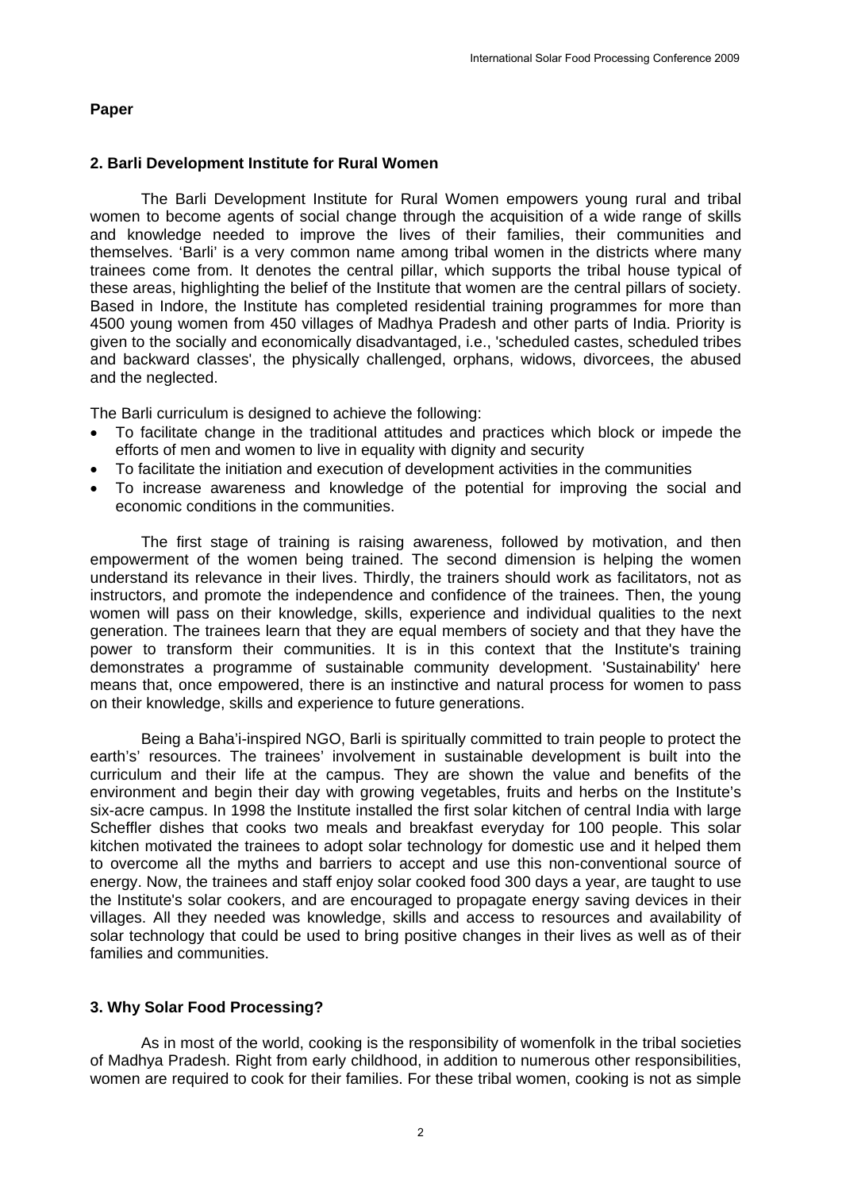**Paper**

## 2. Barli Development Institute for Rural Women

The Barli Development Institute for Rural Women empowers young rural and tribal women to become agents of social change through the acquisition of a wide range of skills and knowledge needed to improve the lives of their families, their communities and themselves. 'Barli' is a very common name among tribal women in the districts where many trainees come from. It denotes the central pillar, which supports the tribal house typical of these areas, highlighting the belief of the Institute that women are the central pillars of society. Based in Indore, the Institute has completed residential training programmes for more than 4500 young women from 450 villages of Madhya Pradesh and other parts of India. Priority is given to the socially and economically disadvantaged, i.e., 'scheduled castes, scheduled tribes and backward classes', the physically challenged, orphans, widows, divorcees, the abused and the neglected.

The Barli curriculum is designed to achieve the following:

- To facilitate change in the traditional attitudes and practices which block or impede the efforts of men and women to live in equality with dignity and security
- To facilitate the initiation and execution of development activities in the communities
- To increase awareness and knowledge of the potential for improving the social and economic conditions in the communities.

The first stage of training is raising awareness, followed by motivation, and then empowerment of the women being trained. The second dimension is helping the women understand its relevance in their lives. Thirdly, the trainers should work as facilitators, not as instructors, and promote the independence and confidence of the trainees. Then, the young women will pass on their knowledge, skills, experience and individual qualities to the next generation. The trainees learn that they are equal members of society and that they have the power to transform their communities. It is in this context that the Institute's training demonstrates a programme of sustainable community development. 'Sustainability' here means that, once empowered, there is an instinctive and natural process for women to pass on their knowledge, skills and experience to future generations.

Being a Baha'i-inspired NGO, Barli is spiritually committed to train people to protect the earth's' resources. The trainees' involvement in sustainable development is built into the curriculum and their life at the campus. They are shown the value and benefits of the environment and begin their day with growing vegetables, fruits and herbs on the Institute's six-acre campus. In 1998 the Institute installed the first solar kitchen of central India with large Scheffler dishes that cooks two meals and breakfast everyday for 100 people. This solar kitchen motivated the trainees to adopt solar technology for domestic use and it helped them to overcome all the myths and barriers to accept and use this non-conventional source of energy. Now, the trainees and staff enjoy solar cooked food 300 days a year, are taught to use the Institute's solar cookers, and are encouraged to propagate energy saving devices in their villages. All they needed was knowledge, skills and access to resources and availability of solar technology that could be used to bring positive changes in their lives as well as of their families and communities.

## 3. Why Solar Food Processing?

As in most of the world, cooking is the responsibility of womenfolk in the tribal societies of Madhya Pradesh. Right from early childhood, in addition to numerous other responsibilities, women are required to cook for their families. For these tribal women, cooking is not as simple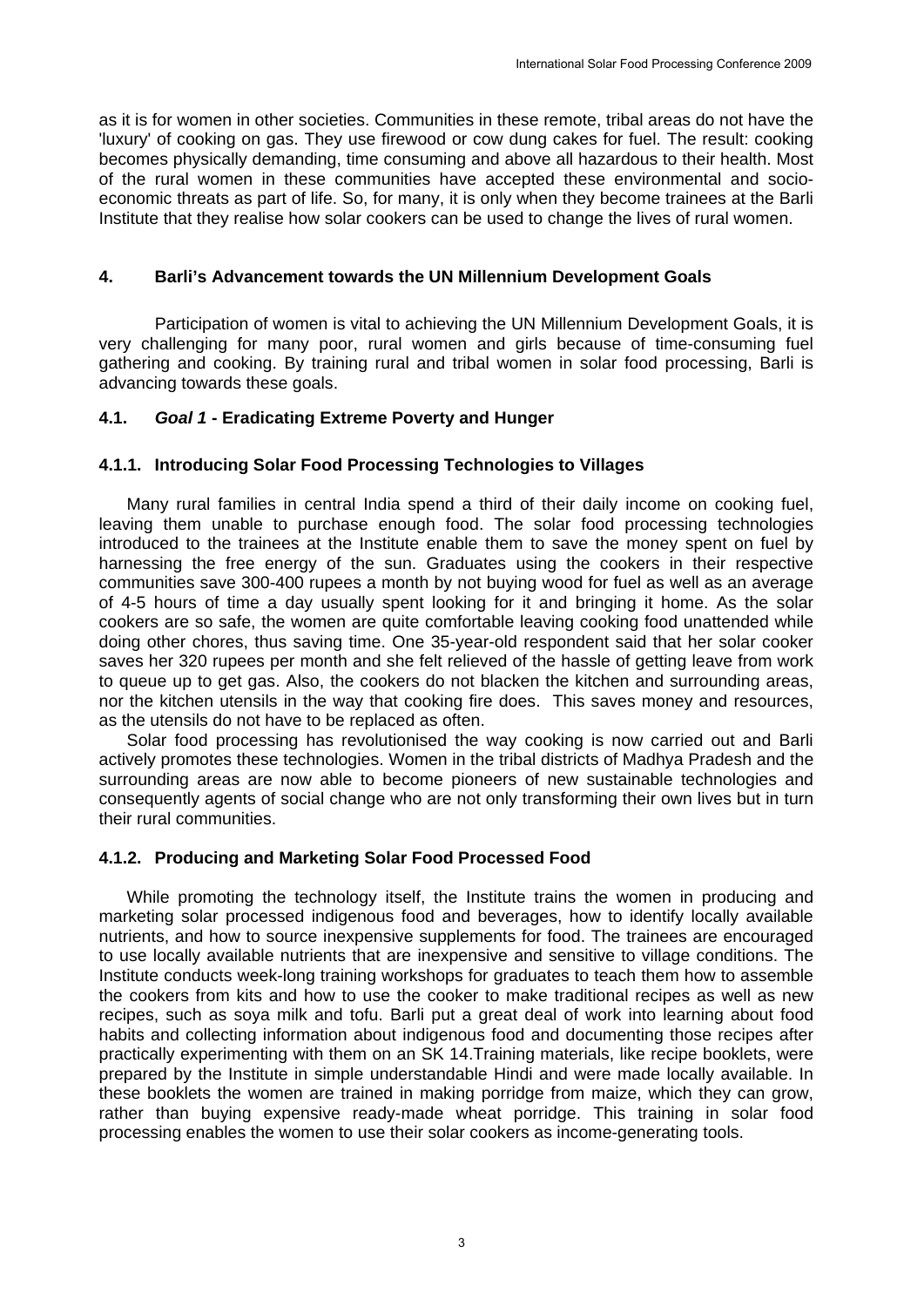as it is for women in other societies. Communities in these remote, tribal areas do not have the 'luxury' of cooking on gas. They use firewood or cow dung cakes for fuel. The result: cooking becomes physically demanding, time consuming and above all hazardous to their health. Most of the rural women in these communities have accepted these environmental and socio-economic threats as part of life. So, for many, it is only when they become trainees at the Barli Institute that they realise how solar cookers can be used to change the lives of rural women.

## 4. Barli's Advancement towards the UN Millennium Development Goals

Participation of women is vital to achieving the UN Millennium Development Goals, it is very challenging for many poor, rural women and girls because of time-consuming fuel gathering and cooking. By training rural and tribal women in solar food processing, Barli is advancing towards these goals.

### 4.1. *Goal 1* - Eradicating Extreme Poverty and Hunger

#### 4.1.1. Introducing Solar Food Processing Technologies to Villages

Many rural families in central India spend a third of their daily income on cooking fuel, leaving them unable to purchase enough food. The solar food processing technologies introduced to the trainees at the Institute enable them to save the money spent on fuel by harnessing the free energy of the sun. Graduates using the cookers in their respective communities save 300-400 rupees a month by not buying wood for fuel as well as an average of 4-5 hours of time a day usually spent looking for it and bringing it home. As the solar cookers are so safe, the women are quite comfortable leaving cooking food unattended while doing other chores, thus saving time. One 35-year-old respondent said that her solar cooker saves her 320 rupees per month and she felt relieved of the hassle of getting leave from work to queue up to get gas. Also, the cookers do not blacken the kitchen and surrounding areas, nor the kitchen utensils in the way that cooking fire does. This saves money and resources, as the utensils do not have to be replaced as often.

Solar food processing has revolutionised the way cooking is now carried out and Barli actively promotes these technologies. Women in the tribal districts of Madhya Pradesh and the surrounding areas are now able to become pioneers of new sustainable technologies and consequently agents of social change who are not only transforming their own lives but in turn their rural communities.

#### 4.1.2. Producing and Marketing Solar Food Processed Food

While promoting the technology itself, the Institute trains the women in producing and marketing solar processed indigenous food and beverages, how to identify locally available nutrients, and how to source inexpensive supplements for food. The trainees are encouraged to use locally available nutrients that are inexpensive and sensitive to village conditions. The Institute conducts week-long training workshops for graduates to teach them how to assemble the cookers from kits and how to use the cooker to make traditional recipes as well as new recipes, such as soya milk and tofu. Barli put a great deal of work into learning about food habits and collecting information about indigenous food and documenting those recipes after practically experimenting with them on an SK 14.Training materials, like recipe booklets, were prepared by the Institute in simple understandable Hindi and were made locally available. In these booklets the women are trained in making porridge from maize, which they can grow, rather than buying expensive ready-made wheat porridge. This training in solar food processing enables the women to use their solar cookers as income-generating tools.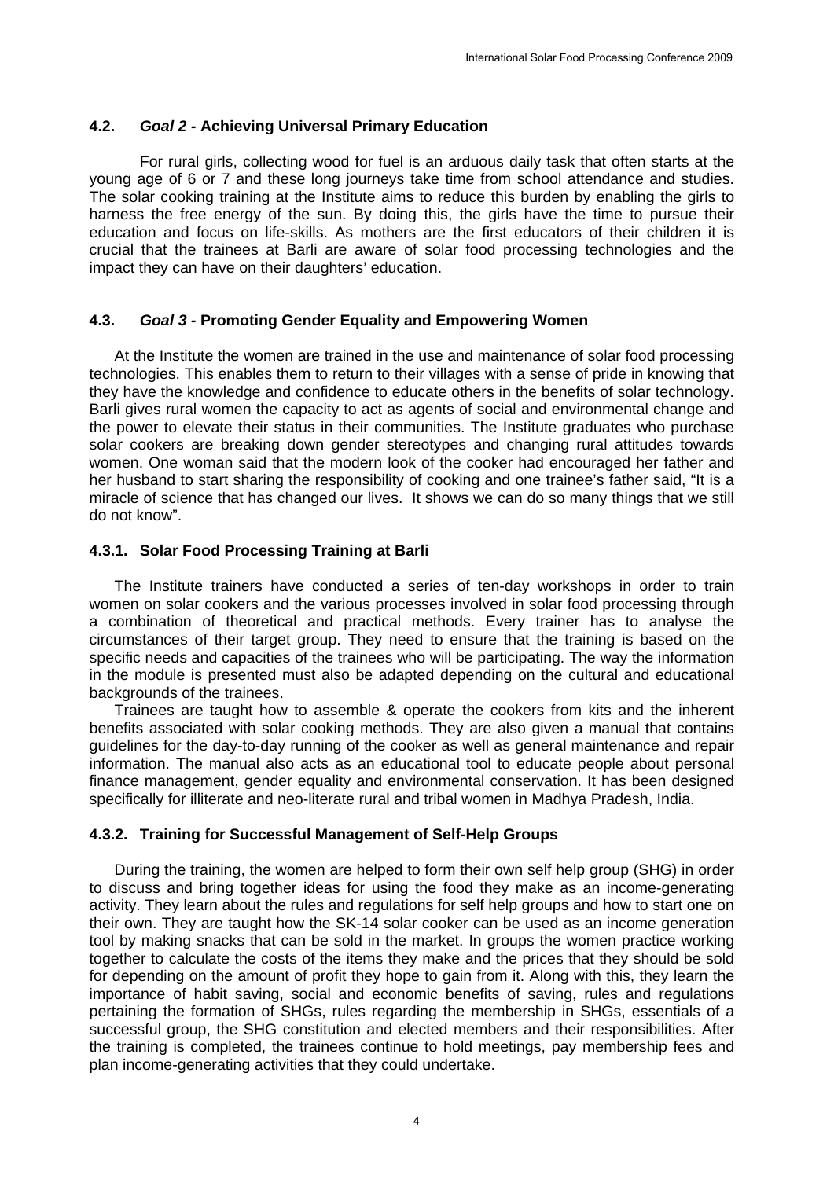### 4.2. *Goal 2* - Achieving Universal Primary Education

For rural girls, collecting wood for fuel is an arduous daily task that often starts at the young age of 6 or 7 and these long journeys take time from school attendance and studies. The solar cooking training at the Institute aims to reduce this burden by enabling the girls to harness the free energy of the sun. By doing this, the girls have the time to pursue their education and focus on life-skills. As mothers are the first educators of their children it is crucial that the trainees at Barli are aware of solar food processing technologies and the impact they can have on their daughters' education.

### 4.3. *Goal 3* - Promoting Gender Equality and Empowering Women

At the Institute the women are trained in the use and maintenance of solar food processing technologies. This enables them to return to their villages with a sense of pride in knowing that they have the knowledge and confidence to educate others in the benefits of solar technology. Barli gives rural women the capacity to act as agents of social and environmental change and the power to elevate their status in their communities. The Institute graduates who purchase solar cookers are breaking down gender stereotypes and changing rural attitudes towards women. One woman said that the modern look of the cooker had encouraged her father and her husband to start sharing the responsibility of cooking and one trainee's father said, "It is a miracle of science that has changed our lives. It shows we can do so many things that we still do not know".

#### 4.3.1. Solar Food Processing Training at Barli

The Institute trainers have conducted a series of ten-day workshops in order to train women on solar cookers and the various processes involved in solar food processing through a combination of theoretical and practical methods. Every trainer has to analyse the circumstances of their target group. They need to ensure that the training is based on the specific needs and capacities of the trainees who will be participating. The way the information in the module is presented must also be adapted depending on the cultural and educational backgrounds of the trainees.

Trainees are taught how to assemble & operate the cookers from kits and the inherent benefits associated with solar cooking methods. They are also given a manual that contains guidelines for the day-to-day running of the cooker as well as general maintenance and repair information. The manual also acts as an educational tool to educate people about personal finance management, gender equality and environmental conservation. It has been designed specifically for illiterate and neo-literate rural and tribal women in Madhya Pradesh, India.

#### 4.3.2. Training for Successful Management of Self-Help Groups

During the training, the women are helped to form their own self help group (SHG) in order to discuss and bring together ideas for using the food they make as an income-generating activity. They learn about the rules and regulations for self help groups and how to start one on their own. They are taught how the SK-14 solar cooker can be used as an income generation tool by making snacks that can be sold in the market. In groups the women practice working together to calculate the costs of the items they make and the prices that they should be sold for depending on the amount of profit they hope to gain from it. Along with this, they learn the importance of habit saving, social and economic benefits of saving, rules and regulations pertaining the formation of SHGs, rules regarding the membership in SHGs, essentials of a successful group, the SHG constitution and elected members and their responsibilities. After the training is completed, the trainees continue to hold meetings, pay membership fees and plan income-generating activities that they could undertake.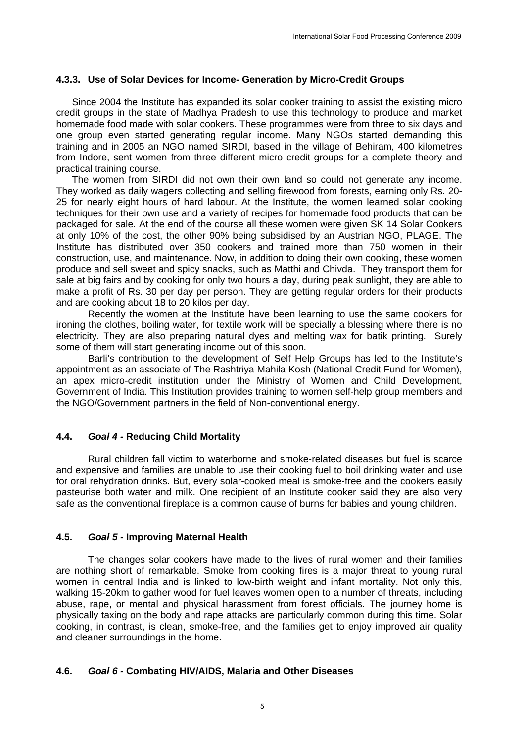### 4.3.3. Use of Solar Devices for Income- Generation by Micro-Credit Groups

Since 2004 the Institute has expanded its solar cooker training to assist the existing micro credit groups in the state of Madhya Pradesh to use this technology to produce and market homemade food made with solar cookers. These programmes were from three to six days and one group even started generating regular income. Many NGOs started demanding this training and in 2005 an NGO named SIRDI, based in the village of Behiram, 400 kilometres from Indore, sent women from three different micro credit groups for a complete theory and practical training course.

The women from SIRDI did not own their own land so could not generate any income. They worked as daily wagers collecting and selling firewood from forests, earning only Rs. 20-25 for nearly eight hours of hard labour. At the Institute, the women learned solar cooking techniques for their own use and a variety of recipes for homemade food products that can be packaged for sale. At the end of the course all these women were given SK 14 Solar Cookers at only 10% of the cost, the other 90% being subsidised by an Austrian NGO, PLAGE. The Institute has distributed over 350 cookers and trained more than 750 women in their construction, use, and maintenance. Now, in addition to doing their own cooking, these women produce and sell sweet and spicy snacks, such as Matthi and Chivda. They transport them for sale at big fairs and by cooking for only two hours a day, during peak sunlight, they are able to make a profit of Rs. 30 per day per person. They are getting regular orders for their products and are cooking about 18 to 20 kilos per day.

Recently the women at the Institute have been learning to use the same cookers for ironing the clothes, boiling water, for textile work will be specially a blessing where there is no electricity. They are also preparing natural dyes and melting wax for batik printing. Surely some of them will start generating income out of this soon.

Barli's contribution to the development of Self Help Groups has led to the Institute's appointment as an associate of The Rashtriya Mahila Kosh (National Credit Fund for Women), an apex micro-credit institution under the Ministry of Women and Child Development, Government of India. This Institution provides training to women self-help group members and the NGO/Government partners in the field of Non-conventional energy.

### 4.4. *Goal 4* - Reducing Child Mortality

Rural children fall victim to waterborne and smoke-related diseases but fuel is scarce and expensive and families are unable to use their cooking fuel to boil drinking water and use for oral rehydration drinks. But, every solar-cooked meal is smoke-free and the cookers easily pasteurise both water and milk. One recipient of an Institute cooker said they are also very safe as the conventional fireplace is a common cause of burns for babies and young children.

### 4.5. *Goal 5* - Improving Maternal Health

The changes solar cookers have made to the lives of rural women and their families are nothing short of remarkable. Smoke from cooking fires is a major threat to young rural women in central India and is linked to low-birth weight and infant mortality. Not only this, walking 15-20km to gather wood for fuel leaves women open to a number of threats, including abuse, rape, or mental and physical harassment from forest officials. The journey home is physically taxing on the body and rape attacks are particularly common during this time. Solar cooking, in contrast, is clean, smoke-free, and the families get to enjoy improved air quality and cleaner surroundings in the home.

### 4.6. *Goal 6* - Combating HIV/AIDS, Malaria and Other Diseases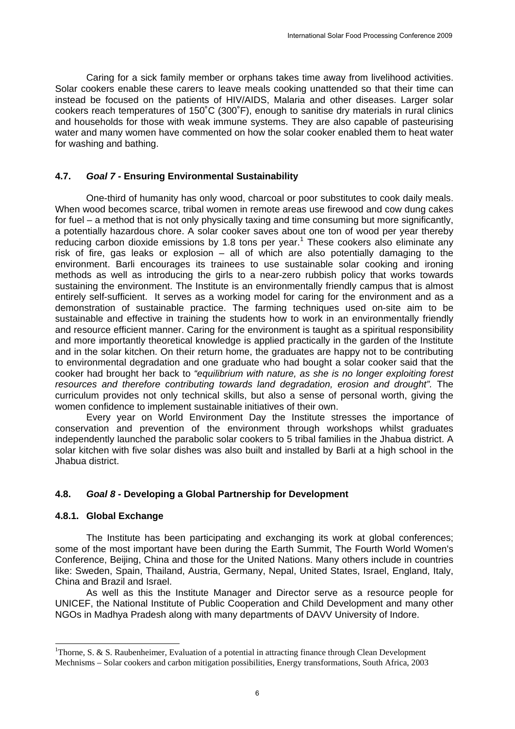Caring for a sick family member or orphans takes time away from livelihood activities. Solar cookers enable these carers to leave meals cooking unattended so that their time can instead be focused on the patients of HIV/AIDS, Malaria and other diseases. Larger solar cookers reach temperatures of 150˚C (300˚F), enough to sanitise dry materials in rural clinics and households for those with weak immune systems. They are also capable of pasteurising water and many women have commented on how the solar cooker enabled them to heat water for washing and bathing.

### 4.7. *Goal 7* - Ensuring Environmental Sustainability

One-third of humanity has only wood, charcoal or poor substitutes to cook daily meals. When wood becomes scarce, tribal women in remote areas use firewood and cow dung cakes for fuel – a method that is not only physically taxing and time consuming but more significantly, a potentially hazardous chore. A solar cooker saves about one ton of wood per year thereby reducing carbon dioxide emissions by 1.8 tons per year.[1] These cookers also eliminate any risk of fire, gas leaks or explosion – all of which are also potentially damaging to the environment. Barli encourages its trainees to use sustainable solar cooking and ironing methods as well as introducing the girls to a near-zero rubbish policy that works towards sustaining the environment. The Institute is an environmentally friendly campus that is almost entirely self-sufficient. It serves as a working model for caring for the environment and as a demonstration of sustainable practice. The farming techniques used on-site aim to be sustainable and effective in training the students how to work in an environmentally friendly and resource efficient manner. Caring for the environment is taught as a spiritual responsibility and more importantly theoretical knowledge is applied practically in the garden of the Institute and in the solar kitchen. On their return home, the graduates are happy not to be contributing to environmental degradation and one graduate who had bought a solar cooker said that the cooker had brought her back to *"equilibrium with nature, as she is no longer exploiting forest resources and therefore contributing towards land degradation, erosion and drought"*. The curriculum provides not only technical skills, but also a sense of personal worth, giving the women confidence to implement sustainable initiatives of their own.

Every year on World Environment Day the Institute stresses the importance of conservation and prevention of the environment through workshops whilst graduates independently launched the parabolic solar cookers to 5 tribal families in the Jhabua district. A solar kitchen with five solar dishes was also built and installed by Barli at a high school in the Jhabua district.

### 4.8. *Goal 8* - Developing a Global Partnership for Development

#### 4.8.1. Global Exchange

The Institute has been participating and exchanging its work at global conferences; some of the most important have been during the Earth Summit, The Fourth World Women's Conference, Beijing, China and those for the United Nations. Many others include in countries like: Sweden, Spain, Thailand, Austria, Germany, Nepal, United States, Israel, England, Italy, China and Brazil and Israel.

As well as this the Institute Manager and Director serve as a resource people for UNICEF, the National Institute of Public Cooperation and Child Development and many other NGOs in Madhya Pradesh along with many departments of DAVV University of Indore.

---

[1] Thorne, S. & S. Raubenheimer, Evaluation of a potential in attracting finance through Clean Development Mechnisms – Solar cookers and carbon mitigation possibilities, Energy transformations, South Africa, 2003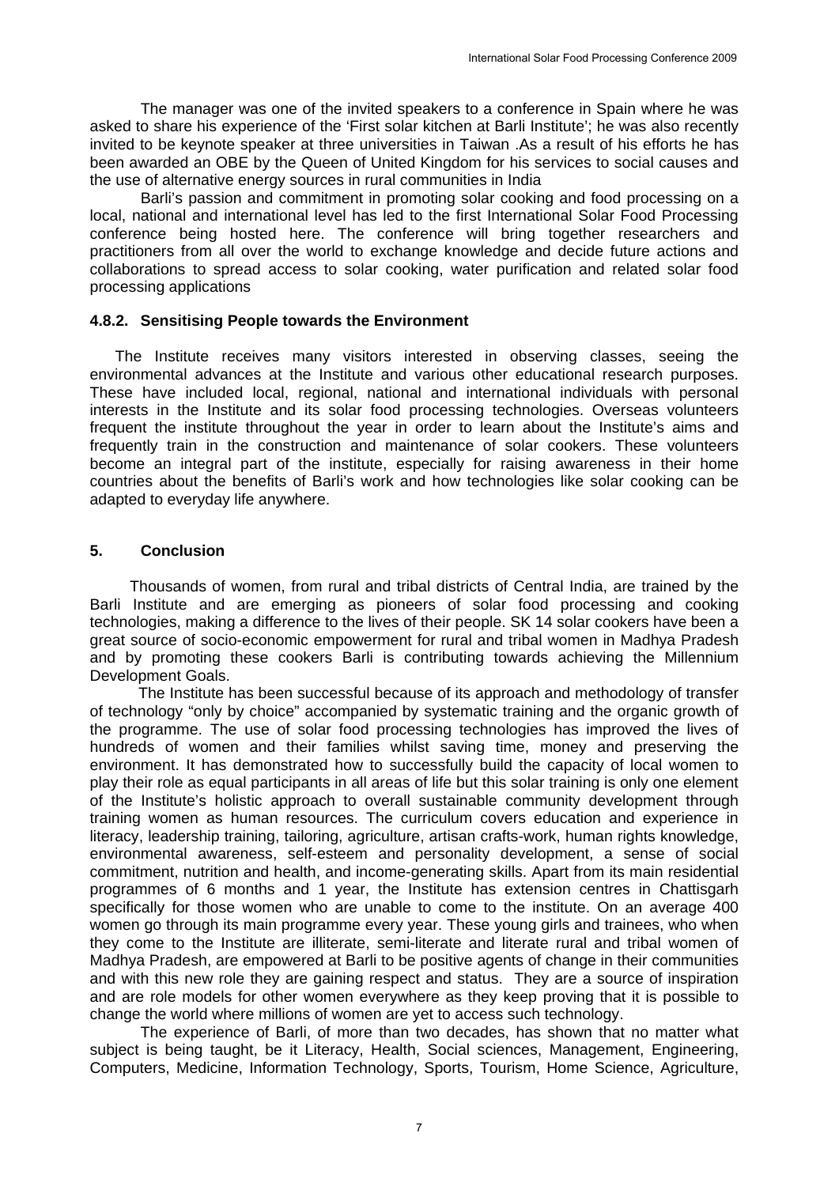The manager was one of the invited speakers to a conference in Spain where he was asked to share his experience of the 'First solar kitchen at Barli Institute'; he was also recently invited to be keynote speaker at three universities in Taiwan .As a result of his efforts he has been awarded an OBE by the Queen of United Kingdom for his services to social causes and the use of alternative energy sources in rural communities in India

Barli's passion and commitment in promoting solar cooking and food processing on a local, national and international level has led to the first International Solar Food Processing conference being hosted here. The conference will bring together researchers and practitioners from all over the world to exchange knowledge and decide future actions and collaborations to spread access to solar cooking, water purification and related solar food processing applications

### 4.8.2. Sensitising People towards the Environment

The Institute receives many visitors interested in observing classes, seeing the environmental advances at the Institute and various other educational research purposes. These have included local, regional, national and international individuals with personal interests in the Institute and its solar food processing technologies. Overseas volunteers frequent the institute throughout the year in order to learn about the Institute's aims and frequently train in the construction and maintenance of solar cookers. These volunteers become an integral part of the institute, especially for raising awareness in their home countries about the benefits of Barli's work and how technologies like solar cooking can be adapted to everyday life anywhere.

## 5. Conclusion

Thousands of women, from rural and tribal districts of Central India, are trained by the Barli Institute and are emerging as pioneers of solar food processing and cooking technologies, making a difference to the lives of their people. SK 14 solar cookers have been a great source of socio-economic empowerment for rural and tribal women in Madhya Pradesh and by promoting these cookers Barli is contributing towards achieving the Millennium Development Goals.

The Institute has been successful because of its approach and methodology of transfer of technology "only by choice" accompanied by systematic training and the organic growth of the programme. The use of solar food processing technologies has improved the lives of hundreds of women and their families whilst saving time, money and preserving the environment. It has demonstrated how to successfully build the capacity of local women to play their role as equal participants in all areas of life but this solar training is only one element of the Institute's holistic approach to overall sustainable community development through training women as human resources. The curriculum covers education and experience in literacy, leadership training, tailoring, agriculture, artisan crafts-work, human rights knowledge, environmental awareness, self-esteem and personality development, a sense of social commitment, nutrition and health, and income-generating skills. Apart from its main residential programmes of 6 months and 1 year, the Institute has extension centres in Chattisgarh specifically for those women who are unable to come to the institute. On an average 400 women go through its main programme every year. These young girls and trainees, who when they come to the Institute are illiterate, semi-literate and literate rural and tribal women of Madhya Pradesh, are empowered at Barli to be positive agents of change in their communities and with this new role they are gaining respect and status. They are a source of inspiration and are role models for other women everywhere as they keep proving that it is possible to change the world where millions of women are yet to access such technology.

The experience of Barli, of more than two decades, has shown that no matter what subject is being taught, be it Literacy, Health, Social sciences, Management, Engineering, Computers, Medicine, Information Technology, Sports, Tourism, Home Science, Agriculture,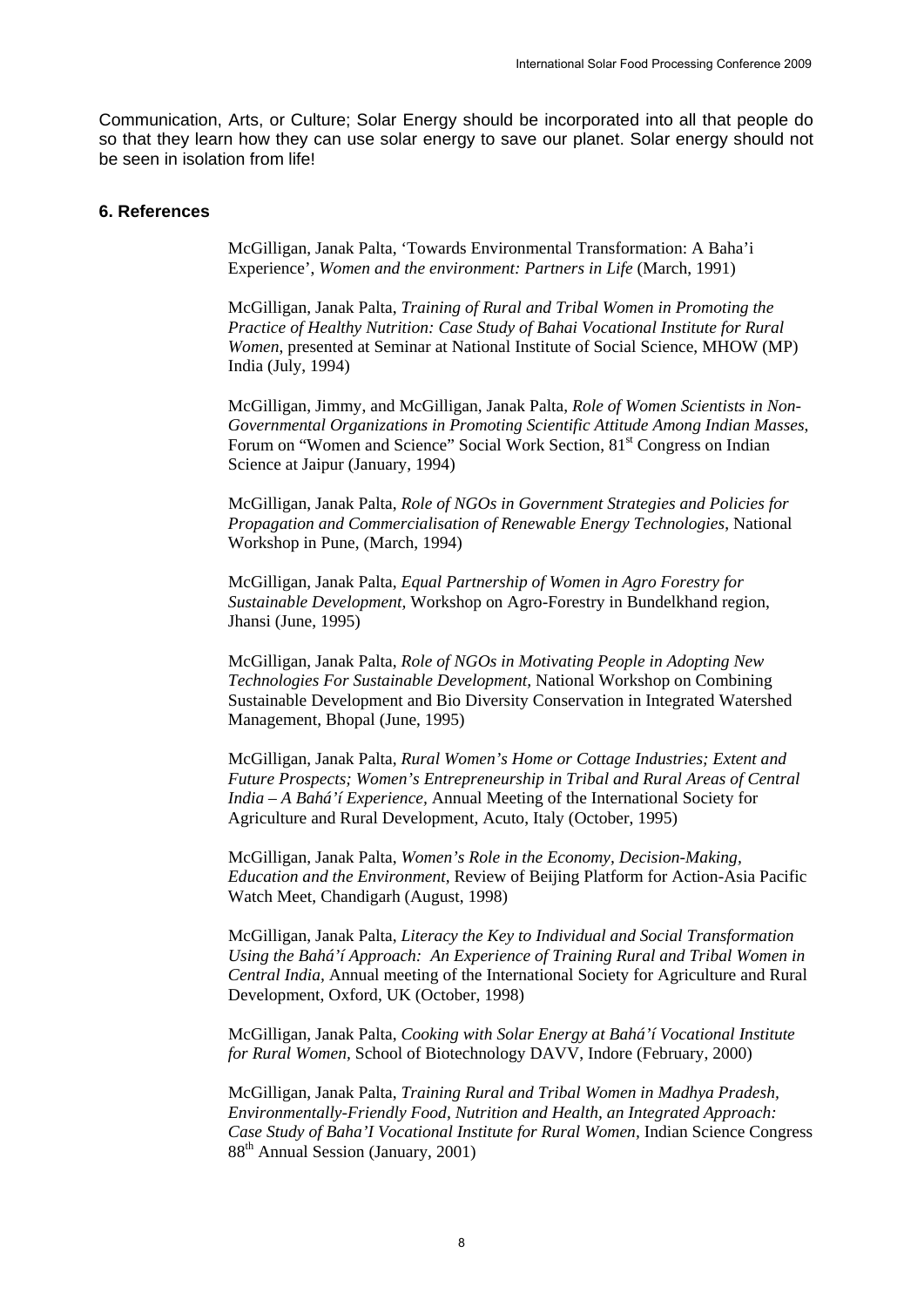Communication, Arts, or Culture; Solar Energy should be incorporated into all that people do so that they learn how they can use solar energy to save our planet. Solar energy should not be seen in isolation from life!

### 6. References

McGilligan, Janak Palta, 'Towards Environmental Transformation: A Baha'i Experience', *Women and the environment: Partners in Life* (March, 1991)

McGilligan, Janak Palta, *Training of Rural and Tribal Women in Promoting the Practice of Healthy Nutrition: Case Study of Bahai Vocational Institute for Rural Women*, presented at Seminar at National Institute of Social Science, MHOW (MP) India (July, 1994)

McGilligan, Jimmy, and McGilligan, Janak Palta, *Role of Women Scientists in Non-Governmental Organizations in Promoting Scientific Attitude Among Indian Masses*, Forum on "Women and Science" Social Work Section, 81st Congress on Indian Science at Jaipur (January, 1994)

McGilligan, Janak Palta, *Role of NGOs in Government Strategies and Policies for Propagation and Commercialisation of Renewable Energy Technologies*, National Workshop in Pune, (March, 1994)

McGilligan, Janak Palta, *Equal Partnership of Women in Agro Forestry for Sustainable Development,* Workshop on Agro-Forestry in Bundelkhand region, Jhansi (June, 1995)

McGilligan, Janak Palta, *Role of NGOs in Motivating People in Adopting New Technologies For Sustainable Development,* National Workshop on Combining Sustainable Development and Bio Diversity Conservation in Integrated Watershed Management, Bhopal (June, 1995)

McGilligan, Janak Palta, *Rural Women's Home or Cottage Industries; Extent and Future Prospects; Women's Entrepreneurship in Tribal and Rural Areas of Central India – A Bahá'í Experience*, Annual Meeting of the International Society for Agriculture and Rural Development, Acuto, Italy (October, 1995)

McGilligan, Janak Palta, *Women's Role in the Economy, Decision-Making, Education and the Environment,* Review of Beijing Platform for Action-Asia Pacific Watch Meet, Chandigarh (August, 1998)

McGilligan, Janak Palta, *Literacy the Key to Individual and Social Transformation Using the Bahá'í Approach: An Experience of Training Rural and Tribal Women in Central India,* Annual meeting of the International Society for Agriculture and Rural Development, Oxford, UK (October, 1998)

McGilligan, Janak Palta, *Cooking with Solar Energy at Bahá'í Vocational Institute for Rural Women,* School of Biotechnology DAVV, Indore (February, 2000)

McGilligan, Janak Palta, *Training Rural and Tribal Women in Madhya Pradesh, Environmentally-Friendly Food, Nutrition and Health, an Integrated Approach: Case Study of Baha'I Vocational Institute for Rural Women*, Indian Science Congress 88th Annual Session (January, 2001)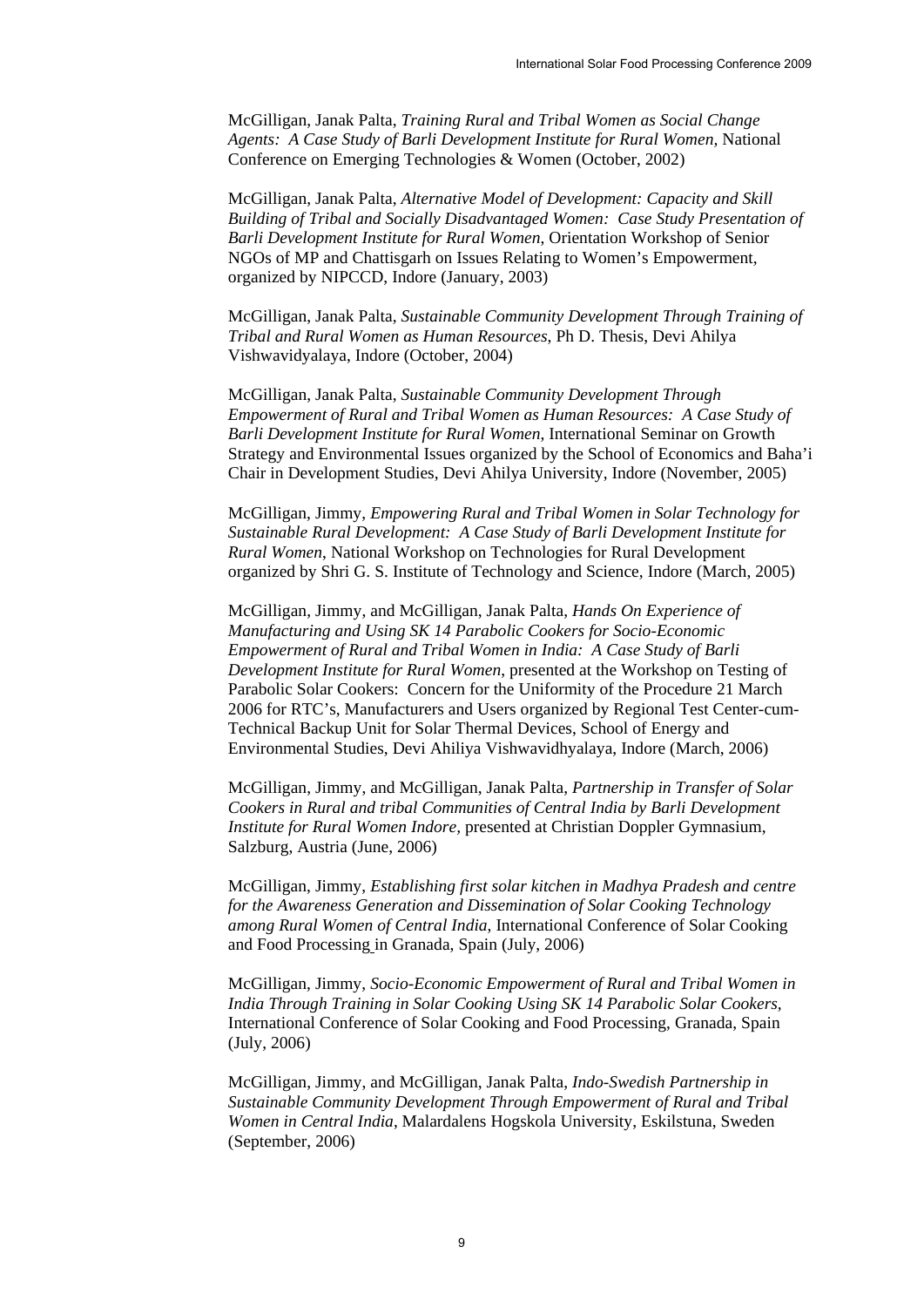McGilligan, Janak Palta, *Training Rural and Tribal Women as Social Change Agents: A Case Study of Barli Development Institute for Rural Women,* National Conference on Emerging Technologies & Women (October, 2002)

McGilligan, Janak Palta, *Alternative Model of Development: Capacity and Skill Building of Tribal and Socially Disadvantaged Women: Case Study Presentation of Barli Development Institute for Rural Women,* Orientation Workshop of Senior NGOs of MP and Chattisgarh on Issues Relating to Women's Empowerment, organized by NIPCCD, Indore (January, 2003)

McGilligan, Janak Palta, *Sustainable Community Development Through Training of Tribal and Rural Women as Human Resources,* Ph D. Thesis, Devi Ahilya Vishwavidyalaya, Indore (October, 2004)

McGilligan, Janak Palta, *Sustainable Community Development Through Empowerment of Rural and Tribal Women as Human Resources: A Case Study of Barli Development Institute for Rural Women*, International Seminar on Growth Strategy and Environmental Issues organized by the School of Economics and Baha'i Chair in Development Studies, Devi Ahilya University, Indore (November, 2005)

McGilligan, Jimmy, *Empowering Rural and Tribal Women in Solar Technology for Sustainable Rural Development: A Case Study of Barli Development Institute for Rural Women*, National Workshop on Technologies for Rural Development organized by Shri G. S. Institute of Technology and Science, Indore (March, 2005)

McGilligan, Jimmy, and McGilligan, Janak Palta, *Hands On Experience of Manufacturing and Using SK 14 Parabolic Cookers for Socio-Economic Empowerment of Rural and Tribal Women in India: A Case Study of Barli Development Institute for Rural Women*, presented at the Workshop on Testing of Parabolic Solar Cookers: Concern for the Uniformity of the Procedure 21 March 2006 for RTC's, Manufacturers and Users organized by Regional Test Center-cum-Technical Backup Unit for Solar Thermal Devices, School of Energy and Environmental Studies, Devi Ahiliya Vishwavidhyalaya, Indore (March, 2006)

McGilligan, Jimmy, and McGilligan, Janak Palta, *Partnership in Transfer of Solar Cookers in Rural and tribal Communities of Central India by Barli Development Institute for Rural Women Indore,* presented at Christian Doppler Gymnasium, Salzburg, Austria (June, 2006)

McGilligan, Jimmy, *Establishing first solar kitchen in Madhya Pradesh and centre for the Awareness Generation and Dissemination of Solar Cooking Technology among Rural Women of Central India*, International Conference of Solar Cooking and Food Processing in Granada, Spain (July, 2006)

McGilligan, Jimmy, *Socio-Economic Empowerment of Rural and Tribal Women in India Through Training in Solar Cooking Using SK 14 Parabolic Solar Cookers*, International Conference of Solar Cooking and Food Processing, Granada, Spain (July, 2006)

McGilligan, Jimmy, and McGilligan, Janak Palta, *Indo-Swedish Partnership in Sustainable Community Development Through Empowerment of Rural and Tribal Women in Central India*, Malardalens Hogskola University, Eskilstuna, Sweden (September, 2006)